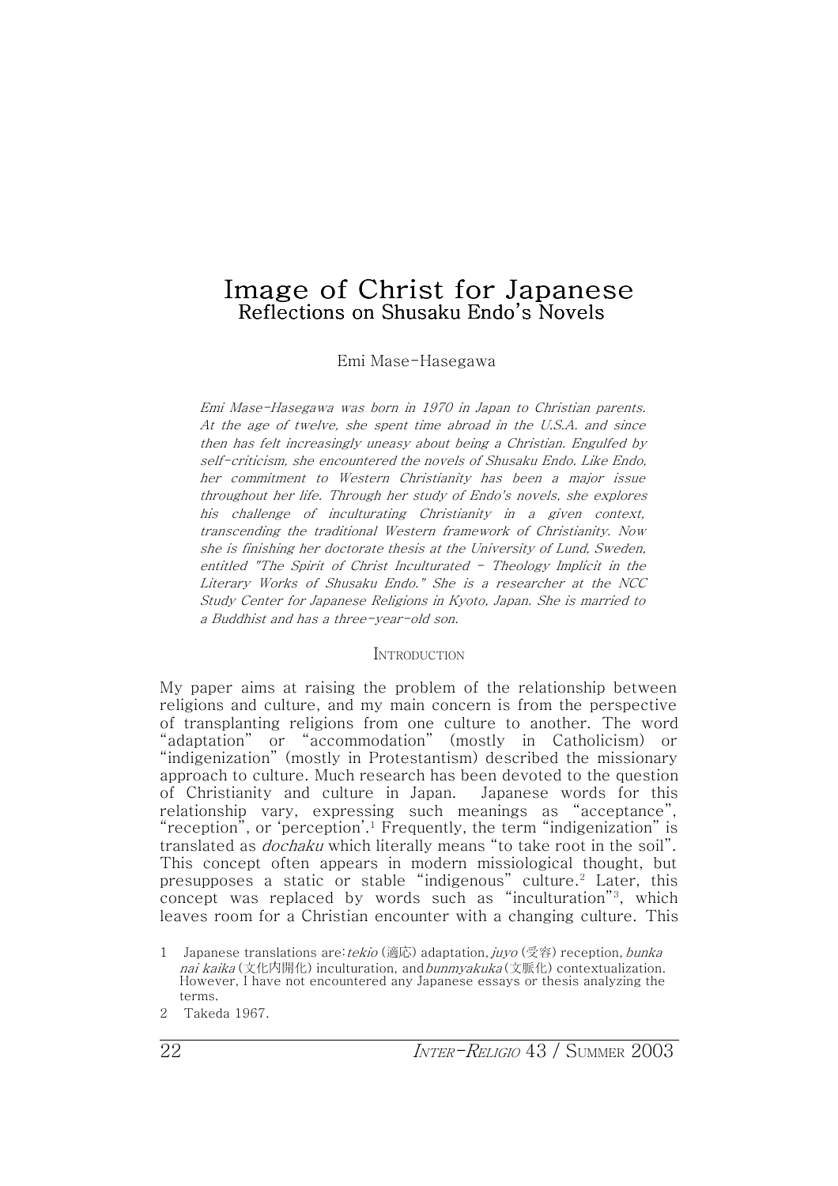# Image of Christ for Japanese
## Reflections on Shusaku Endo's Novels

Emi Mase-Hasegawa

*Emi Mase-Hasegawa was born in 1970 in Japan to Christian parents. At the age of twelve, she spent time abroad in the U.S.A. and since then has felt increasingly uneasy about being a Christian. Engulfed by self-criticism, she encountered the novels of Shusaku Endo. Like Endo, her commitment to Western Christianity has been a major issue throughout her life. Through her study of Endo's novels, she explores his challenge of inculturating Christianity in a given context, transcending the traditional Western framework of Christianity. Now she is finishing her doctorate thesis at the University of Lund, Sweden, entitled "The Spirit of Christ Inculturated - Theology Implicit in the Literary Works of Shusaku Endo." She is a researcher at the NCC Study Center for Japanese Religions in Kyoto, Japan. She is married to a Buddhist and has a three-year-old son.*

### Introduction

My paper aims at raising the problem of the relationship between religions and culture, and my main concern is from the perspective of transplanting religions from one culture to another. The word "adaptation" or "accommodation" (mostly in Catholicism) or "indigenization" (mostly in Protestantism) described the missionary approach to culture. Much research has been devoted to the question of Christianity and culture in Japan. Japanese words for this relationship vary, expressing such meanings as "acceptance", "reception", or 'perception'.[1] Frequently, the term "indigenization" is translated as *dochaku* which literally means "to take root in the soil". This concept often appears in modern missiological thought, but presupposes a static or stable "indigenous" culture.[2] Later, this concept was replaced by words such as "inculturation"[3], which leaves room for a Christian encounter with a changing culture. This

1 Japanese translations are: *tekio* (適応) adaptation, *juyo* (受容) reception, *bunka nai kaika* (文化内開化) inculturation, and *bunmyakuka* (文脈化) contextualization. However, I have not encountered any Japanese essays or thesis analyzing the terms.

2 Takeda 1967.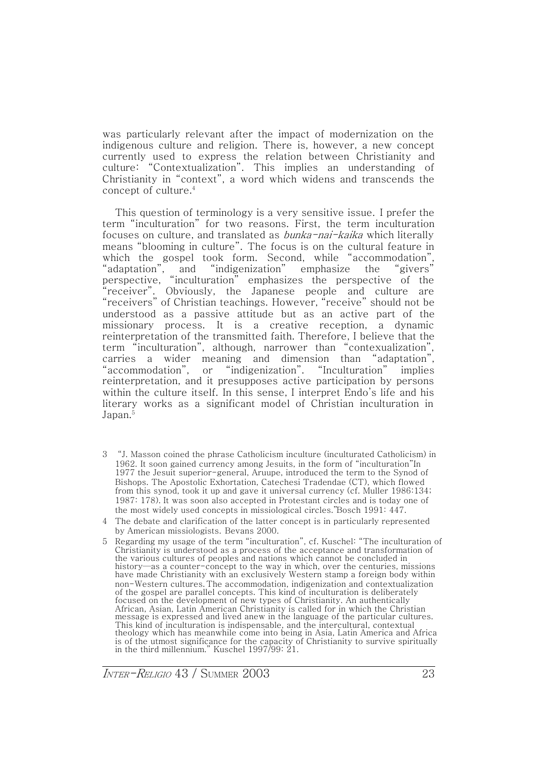was particularly relevant after the impact of modernization on the indigenous culture and religion. There is, however, a new concept currently used to express the relation between Christianity and culture: "Contextualization". This implies an understanding of Christianity in "context", a word which widens and transcends the concept of culture.[4]

This question of terminology is a very sensitive issue. I prefer the term "inculturation" for two reasons. First, the term inculturation focuses on culture, and translated as *bunka-nai-kaika* which literally means "blooming in culture". The focus is on the cultural feature in which the gospel took form. Second, while "accommodation", "adaptation", and "indigenization" emphasize the "givers" perspective, "inculturation" emphasizes the perspective of the "receiver". Obviously, the Japanese people and culture are "receivers" of Christian teachings. However, "receive" should not be understood as a passive attitude but as an active part of the missionary process. It is a creative reception, a dynamic reinterpretation of the transmitted faith. Therefore, I believe that the term "inculturation", although, narrower than "contexualization", carries a wider meaning and dimension than "adaptation", "accommodation", or "indigenization". "Inculturation" implies reinterpretation, and it presupposes active participation by persons within the culture itself. In this sense, I interpret Endo's life and his literary works as a significant model of Christian inculturation in Japan.[5]

3 "J. Masson coined the phrase Catholicism inculture (inculturated Catholicism) in 1962. It soon gained currency among Jesuits, in the form of "inculturation"In 1977 the Jesuit superior-general, Aruupe, introduced the term to the Synod of Bishops. The Apostolic Exhortation, Catechesi Tradendae (CT), which flowed from this synod, took it up and gave it universal currency (cf. Muller 1986:134; 1987: 178). It was soon also accepted in Protestant circles and is today one of the most widely used concepts in missiological circles."Bosch 1991: 447.

4 The debate and clarification of the latter concept is in particularly represented by American missiologists. Bevans 2000.

5 Regarding my usage of the term "inculturation", cf. Kuschel: "The inculturation of Christianity is understood as a process of the acceptance and transformation of the various cultures of peoples and nations which cannot be concluded in history—as a counter-concept to the way in which, over the centuries, missions have made Christianity with an exclusively Western stamp a foreign body within non-Western cultures. The accommodation, indigenization and contextualization of the gospel are parallel concepts. This kind of inculturation is deliberately focused on the development of new types of Christianity. An authentically African, Asian, Latin American Christianity is called for in which the Christian message is expressed and lived anew in the language of the particular cultures. This kind of inculturation is indispensable, and the intercultural, contextual theology which has meanwhile come into being in Asia, Latin America and Africa is of the utmost significance for the capacity of Christianity to survive spiritually in the third millennium." Kuschel 1997/99: 21.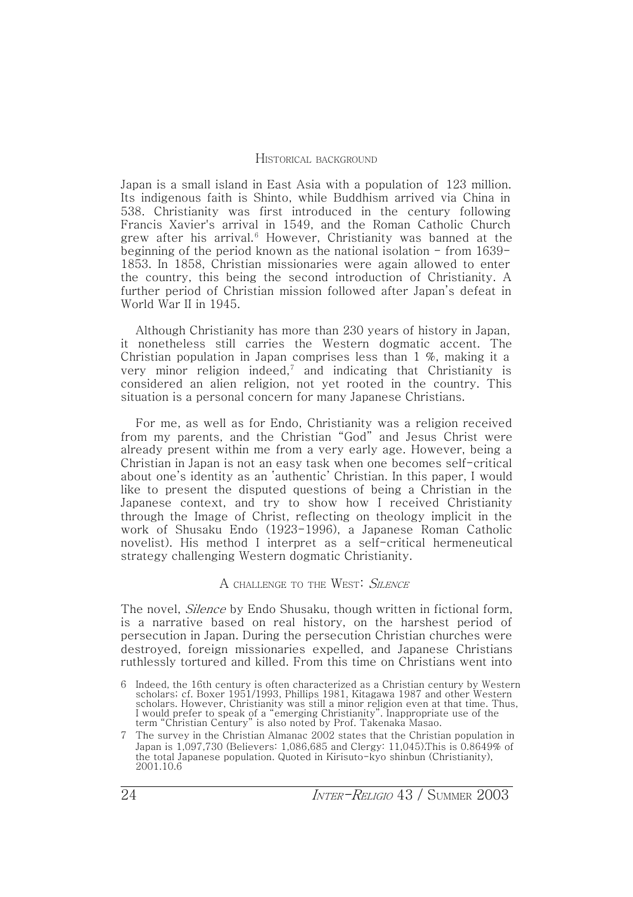## Historical background

Japan is a small island in East Asia with a population of 123 million. Its indigenous faith is Shinto, while Buddhism arrived via China in 538. Christianity was first introduced in the century following Francis Xavier's arrival in 1549, and the Roman Catholic Church grew after his arrival.[6] However, Christianity was banned at the beginning of the period known as the national isolation - from 1639-1853. In 1858, Christian missionaries were again allowed to enter the country, this being the second introduction of Christianity. A further period of Christian mission followed after Japan's defeat in World War II in 1945.

Although Christianity has more than 230 years of history in Japan, it nonetheless still carries the Western dogmatic accent. The Christian population in Japan comprises less than 1 %, making it a very minor religion indeed,[7] and indicating that Christianity is considered an alien religion, not yet rooted in the country. This situation is a personal concern for many Japanese Christians.

For me, as well as for Endo, Christianity was a religion received from my parents, and the Christian "God" and Jesus Christ were already present within me from a very early age. However, being a Christian in Japan is not an easy task when one becomes self-critical about one's identity as an 'authentic' Christian. In this paper, I would like to present the disputed questions of being a Christian in the Japanese context, and try to show how I received Christianity through the Image of Christ, reflecting on theology implicit in the work of Shusaku Endo (1923-1996), a Japanese Roman Catholic novelist). His method I interpret as a self-critical hermeneutical strategy challenging Western dogmatic Christianity.

## A challenge to the West: *Silence*

The novel, *Silence* by Endo Shusaku, though written in fictional form, is a narrative based on real history, on the harshest period of persecution in Japan. During the persecution Christian churches were destroyed, foreign missionaries expelled, and Japanese Christians ruthlessly tortured and killed. From this time on Christians went into

6 Indeed, the 16th century is often characterized as a Christian century by Western scholars; cf. Boxer 1951/1993, Phillips 1981, Kitagawa 1987 and other Western scholars. However, Christianity was still a minor religion even at that time. Thus, I would prefer to speak of a "emerging Christianity". Inappropriate use of the term "Christian Century" is also noted by Prof. Takenaka Masao.

7 The survey in the Christian Almanac 2002 states that the Christian population in Japan is 1,097,730 (Believers: 1,086,685 and Clergy: 11,045).This is 0.8649% of the total Japanese population. Quoted in Kirisuto-kyo shinbun (Christianity), 2001.10.6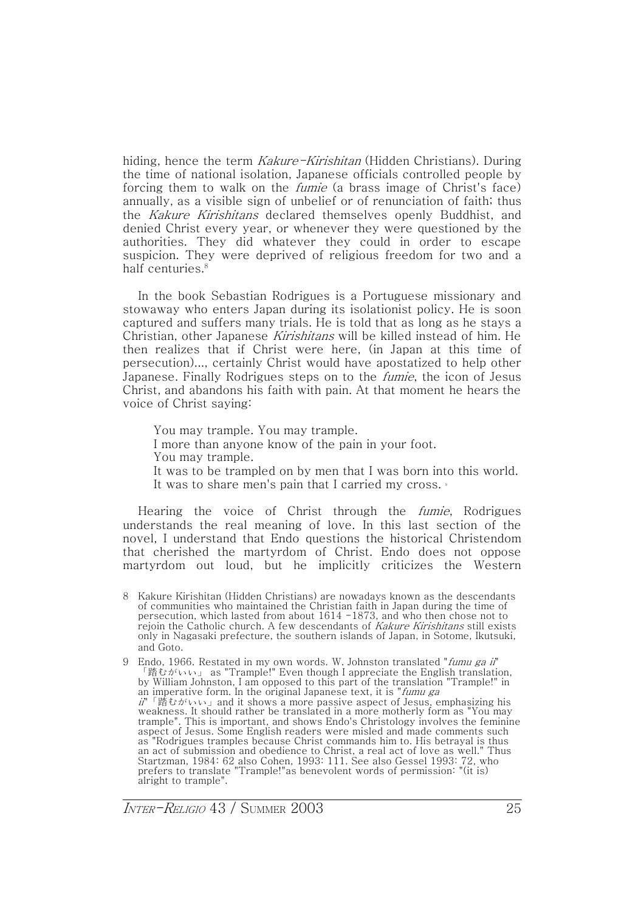hiding, hence the term *Kakure-Kirishitan* (Hidden Christians). During the time of national isolation, Japanese officials controlled people by forcing them to walk on the *fumie* (a brass image of Christ's face) annually, as a visible sign of unbelief or of renunciation of faith; thus the *Kakure Kirishitans* declared themselves openly Buddhist, and denied Christ every year, or whenever they were questioned by the authorities. They did whatever they could in order to escape suspicion. They were deprived of religious freedom for two and a half centuries.[8]

In the book Sebastian Rodrigues is a Portuguese missionary and stowaway who enters Japan during its isolationist policy. He is soon captured and suffers many trials. He is told that as long as he stays a Christian, other Japanese *Kirishitans* will be killed instead of him. He then realizes that if Christ were here, (in Japan at this time of persecution)..., certainly Christ would have apostatized to help other Japanese. Finally Rodrigues steps on to the *fumie*, the icon of Jesus Christ, and abandons his faith with pain. At that moment he hears the voice of Christ saying:

> You may trample. You may trample.
> I more than anyone know of the pain in your foot.
> You may trample.
> It was to be trampled on by men that I was born into this world.
> It was to share men's pain that I carried my cross.[9]

Hearing the voice of Christ through the *fumie*, Rodrigues understands the real meaning of love. In this last section of the novel, I understand that Endo questions the historical Christendom that cherished the martyrdom of Christ. Endo does not oppose martyrdom out loud, but he implicitly criticizes the Western

8 Kakure Kirishitan (Hidden Christians) are nowadays known as the descendants of communities who maintained the Christian faith in Japan during the time of persecution, which lasted from about 1614 -1873, and who then chose not to rejoin the Catholic church. A few descendants of *Kakure Kirishitans* still exists only in Nagasaki prefecture, the southern islands of Japan, in Sotome, Ikutsuki, and Goto.

9 Endo, 1966. Restated in my own words. W. Johnston translated "*fumu ga ii*" 「踏むがいい」 as "Trample!" Even though I appreciate the English translation, by William Johnston, I am opposed to this part of the translation "Trample!" in an imperative form. In the original Japanese text, it is "*fumu ga ii*"「踏むがいい」and it shows a more passive aspect of Jesus, emphasizing his weakness. It should rather be translated in a more motherly form as "You may trample". This is important, and shows Endo's Christology involves the feminine aspect of Jesus. Some English readers were misled and made comments such as "Rodrigues tramples because Christ commands him to. His betrayal is thus an act of submission and obedience to Christ, a real act of love as well." Thus Startzman, 1984: 62 also Cohen, 1993: 111. See also Gessel 1993: 72, who prefers to translate "Trample!"as benevolent words of permission: "(it is) alright to trample".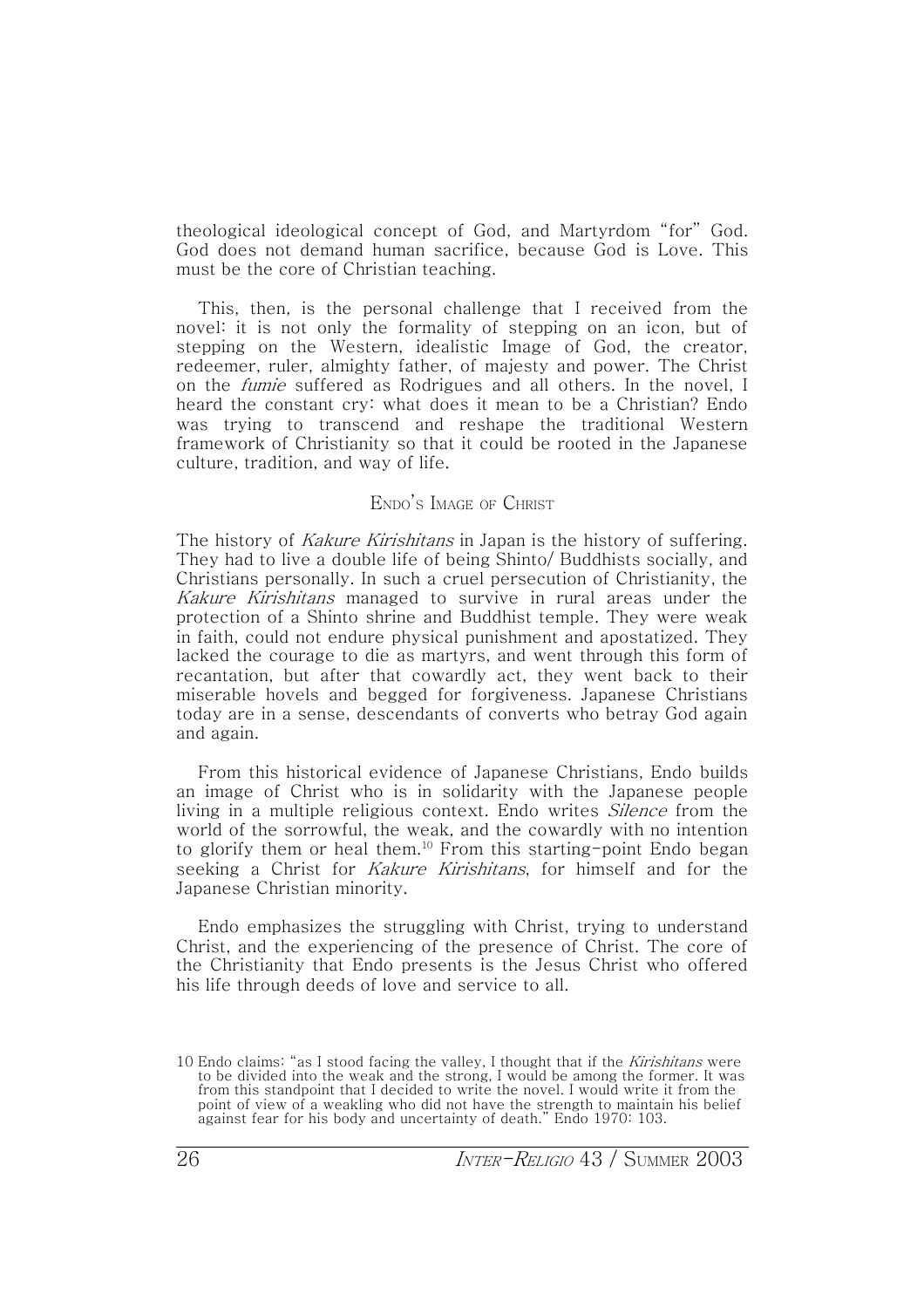theological ideological concept of God, and Martyrdom "for" God. God does not demand human sacrifice, because God is Love. This must be the core of Christian teaching.

This, then, is the personal challenge that I received from the novel: it is not only the formality of stepping on an icon, but of stepping on the Western, idealistic Image of God, the creator, redeemer, ruler, almighty father, of majesty and power. The Christ on the *fumie* suffered as Rodrigues and all others. In the novel, I heard the constant cry: what does it mean to be a Christian? Endo was trying to transcend and reshape the traditional Western framework of Christianity so that it could be rooted in the Japanese culture, tradition, and way of life.

## ENDO'S IMAGE OF CHRIST

The history of *Kakure Kirishitans* in Japan is the history of suffering. They had to live a double life of being Shinto/ Buddhists socially, and Christians personally. In such a cruel persecution of Christianity, the *Kakure Kirishitans* managed to survive in rural areas under the protection of a Shinto shrine and Buddhist temple. They were weak in faith, could not endure physical punishment and apostatized. They lacked the courage to die as martyrs, and went through this form of recantation, but after that cowardly act, they went back to their miserable hovels and begged for forgiveness. Japanese Christians today are in a sense, descendants of converts who betray God again and again.

From this historical evidence of Japanese Christians, Endo builds an image of Christ who is in solidarity with the Japanese people living in a multiple religious context. Endo writes *Silence* from the world of the sorrowful, the weak, and the cowardly with no intention to glorify them or heal them.[10] From this starting-point Endo began seeking a Christ for *Kakure Kirishitans*, for himself and for the Japanese Christian minority.

Endo emphasizes the struggling with Christ, trying to understand Christ, and the experiencing of the presence of Christ. The core of the Christianity that Endo presents is the Jesus Christ who offered his life through deeds of love and service to all.

---

10 Endo claims: "as I stood facing the valley, I thought that if the *Kirishitans* were to be divided into the weak and the strong, I would be among the former. It was from this standpoint that I decided to write the novel. I would write it from the point of view of a weakling who did not have the strength to maintain his belief against fear for his body and uncertainty of death." Endo 1970: 103.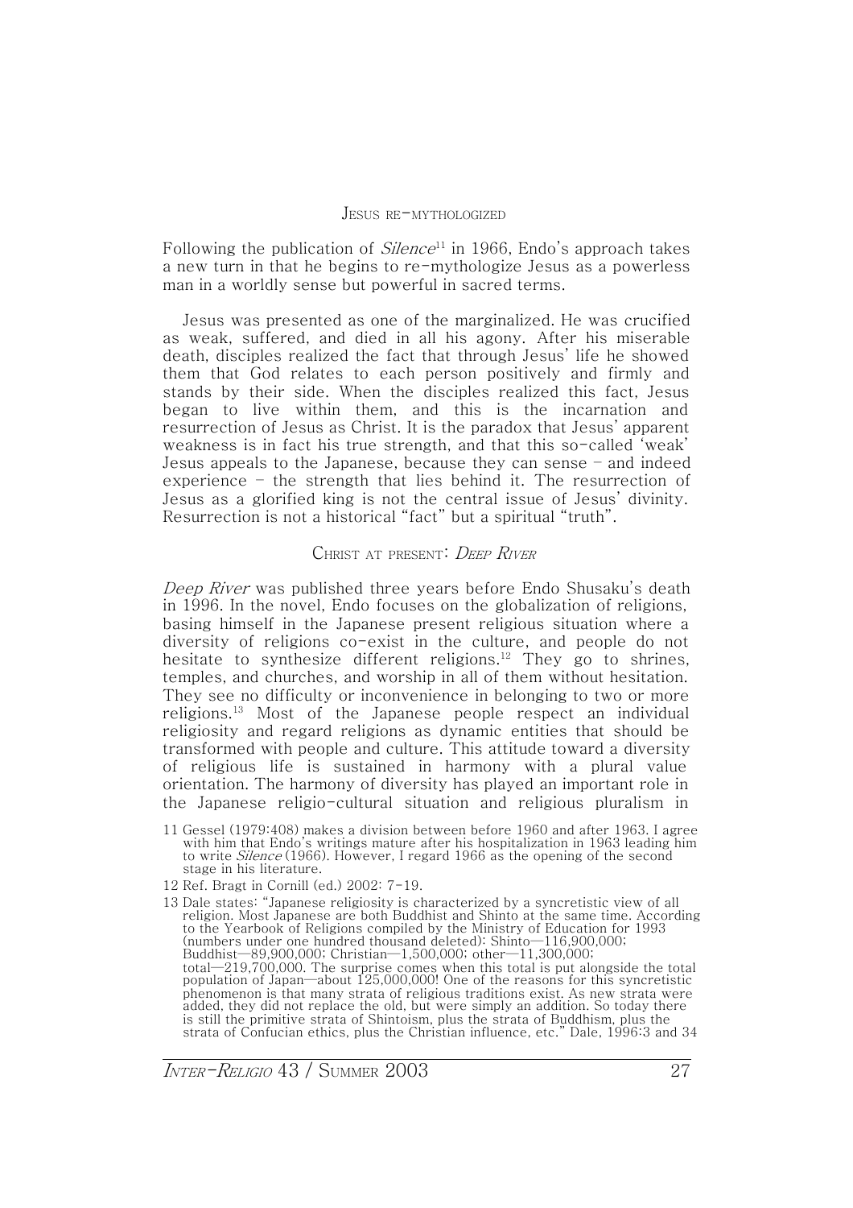## Jesus re-mythologized

Following the publication of *Silence*[11] in 1966, Endo's approach takes a new turn in that he begins to re-mythologize Jesus as a powerless man in a worldly sense but powerful in sacred terms.

Jesus was presented as one of the marginalized. He was crucified as weak, suffered, and died in all his agony. After his miserable death, disciples realized the fact that through Jesus' life he showed them that God relates to each person positively and firmly and stands by their side. When the disciples realized this fact, Jesus began to live within them, and this is the incarnation and resurrection of Jesus as Christ. It is the paradox that Jesus' apparent weakness is in fact his true strength, and that this so-called 'weak' Jesus appeals to the Japanese, because they can sense – and indeed experience – the strength that lies behind it. The resurrection of Jesus as a glorified king is not the central issue of Jesus' divinity. Resurrection is not a historical "fact" but a spiritual "truth".

## Christ at present: *Deep River*

*Deep River* was published three years before Endo Shusaku's death in 1996. In the novel, Endo focuses on the globalization of religions, basing himself in the Japanese present religious situation where a diversity of religions co-exist in the culture, and people do not hesitate to synthesize different religions.[12] They go to shrines, temples, and churches, and worship in all of them without hesitation. They see no difficulty or inconvenience in belonging to two or more religions.[13] Most of the Japanese people respect an individual religiosity and regard religions as dynamic entities that should be transformed with people and culture. This attitude toward a diversity of religious life is sustained in harmony with a plural value orientation. The harmony of diversity has played an important role in the Japanese religio-cultural situation and religious pluralism in

11 Gessel (1979:408) makes a division between before 1960 and after 1963. I agree with him that Endo's writings mature after his hospitalization in 1963 leading him to write *Silence* (1966). However, I regard 1966 as the opening of the second stage in his literature.

12 Ref. Bragt in Cornill (ed.) 2002: 7-19.

13 Dale states: "Japanese religiosity is characterized by a syncretistic view of all religion. Most Japanese are both Buddhist and Shinto at the same time. According to the Yearbook of Religions compiled by the Ministry of Education for 1993 (numbers under one hundred thousand deleted): Shinto—116,900,000; Buddhist—89,900,000; Christian—1,500,000; other—11,300,000; total—219,700,000. The surprise comes when this total is put alongside the total population of Japan—about 125,000,000! One of the reasons for this syncretistic phenomenon is that many strata of religious traditions exist. As new strata were added, they did not replace the old, but were simply an addition. So today there is still the primitive strata of Shintoism, plus the strata of Buddhism, plus the strata of Confucian ethics, plus the Christian influence, etc." Dale, 1996:3 and 34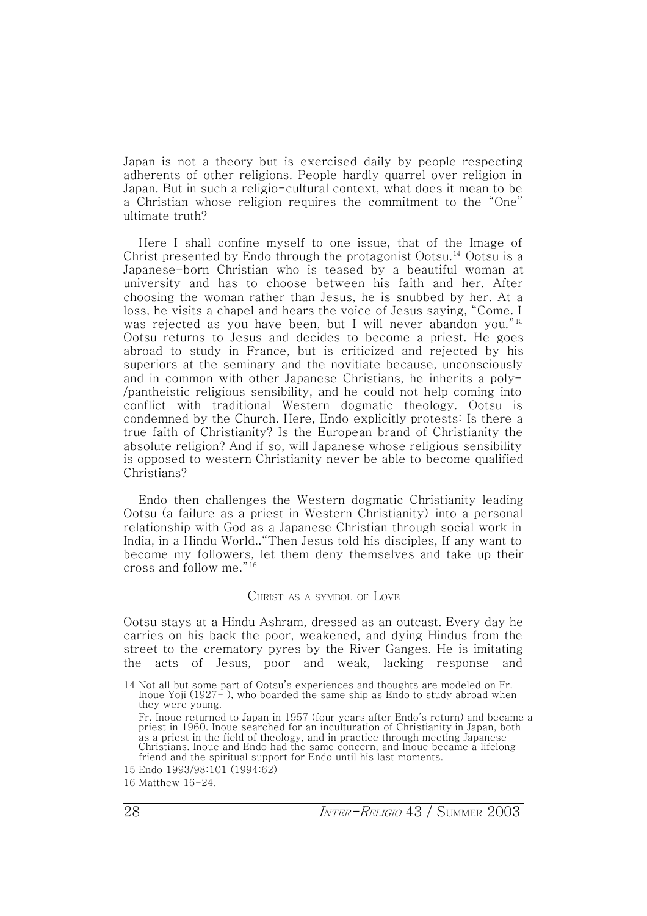Japan is not a theory but is exercised daily by people respecting adherents of other religions. People hardly quarrel over religion in Japan. But in such a religio-cultural context, what does it mean to be a Christian whose religion requires the commitment to the "One" ultimate truth?

Here I shall confine myself to one issue, that of the Image of Christ presented by Endo through the protagonist Ootsu.[14] Ootsu is a Japanese-born Christian who is teased by a beautiful woman at university and has to choose between his faith and her. After choosing the woman rather than Jesus, he is snubbed by her. At a loss, he visits a chapel and hears the voice of Jesus saying, "Come. I was rejected as you have been, but I will never abandon you."[15] Ootsu returns to Jesus and decides to become a priest. He goes abroad to study in France, but is criticized and rejected by his superiors at the seminary and the novitiate because, unconsciously and in common with other Japanese Christians, he inherits a poly-/pantheistic religious sensibility, and he could not help coming into conflict with traditional Western dogmatic theology. Ootsu is condemned by the Church. Here, Endo explicitly protests: Is there a true faith of Christianity? Is the European brand of Christianity the absolute religion? And if so, will Japanese whose religious sensibility is opposed to western Christianity never be able to become qualified Christians?

Endo then challenges the Western dogmatic Christianity leading Ootsu (a failure as a priest in Western Christianity) into a personal relationship with God as a Japanese Christian through social work in India, in a Hindu World.."Then Jesus told his disciples, If any want to become my followers, let them deny themselves and take up their cross and follow me."[16]

## Christ as a symbol of Love

Ootsu stays at a Hindu Ashram, dressed as an outcast. Every day he carries on his back the poor, weakened, and dying Hindus from the street to the crematory pyres by the River Ganges. He is imitating the acts of Jesus, poor and weak, lacking response and

---

14 Not all but some part of Ootsu's experiences and thoughts are modeled on Fr. Inoue Yoji (1927- ), who boarded the same ship as Endo to study abroad when they were young.
Fr. Inoue returned to Japan in 1957 (four years after Endo's return) and became a priest in 1960. Inoue searched for an inculturation of Christianity in Japan, both as a priest in the field of theology, and in practice through meeting Japanese Christians. Inoue and Endo had the same concern, and Inoue became a lifelong friend and the spiritual support for Endo until his last moments.

15 Endo 1993/98:101 (1994:62)

16 Matthew 16-24.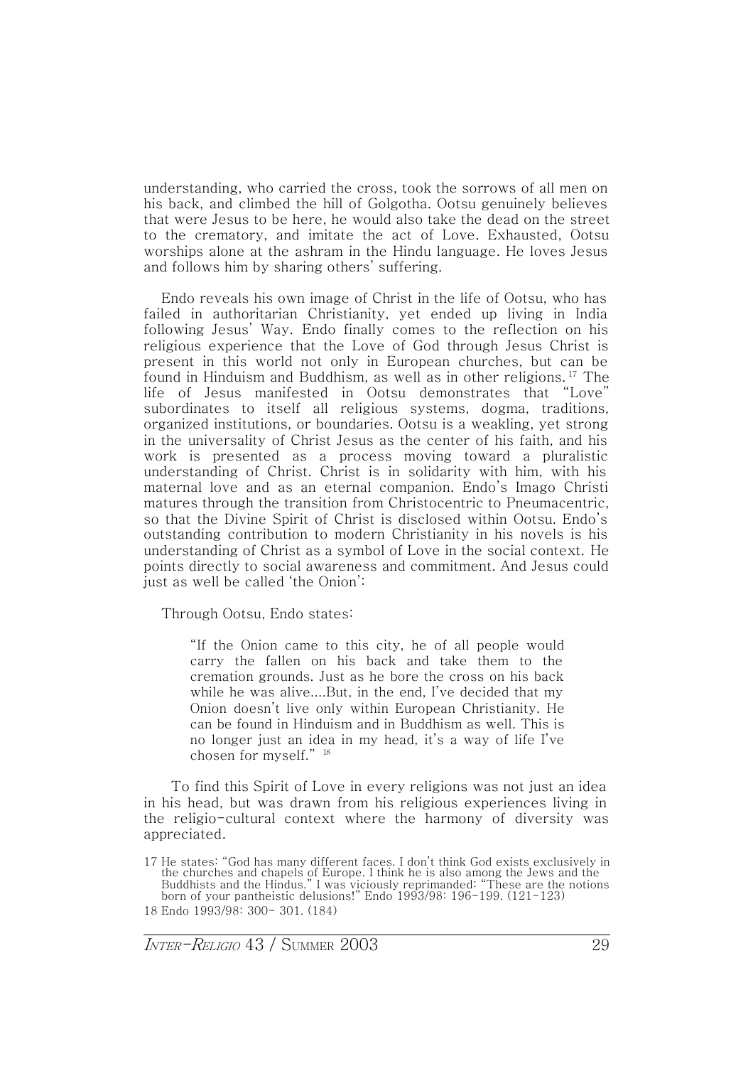understanding, who carried the cross, took the sorrows of all men on his back, and climbed the hill of Golgotha. Ootsu genuinely believes that were Jesus to be here, he would also take the dead on the street to the crematory, and imitate the act of Love. Exhausted, Ootsu worships alone at the ashram in the Hindu language. He loves Jesus and follows him by sharing others' suffering.

Endo reveals his own image of Christ in the life of Ootsu, who has failed in authoritarian Christianity, yet ended up living in India following Jesus' Way. Endo finally comes to the reflection on his religious experience that the Love of God through Jesus Christ is present in this world not only in European churches, but can be found in Hinduism and Buddhism, as well as in other religions.[17] The life of Jesus manifested in Ootsu demonstrates that "Love" subordinates to itself all religious systems, dogma, traditions, organized institutions, or boundaries. Ootsu is a weakling, yet strong in the universality of Christ Jesus as the center of his faith, and his work is presented as a process moving toward a pluralistic understanding of Christ. Christ is in solidarity with him, with his maternal love and as an eternal companion. Endo's Imago Christi matures through the transition from Christocentric to Pneumacentric, so that the Divine Spirit of Christ is disclosed within Ootsu. Endo's outstanding contribution to modern Christianity in his novels is his understanding of Christ as a symbol of Love in the social context. He points directly to social awareness and commitment. And Jesus could just as well be called 'the Onion':

Through Ootsu, Endo states:

> "If the Onion came to this city, he of all people would carry the fallen on his back and take them to the cremation grounds. Just as he bore the cross on his back while he was alive....But, in the end, I've decided that my Onion doesn't live only within European Christianity. He can be found in Hinduism and in Buddhism as well. This is no longer just an idea in my head, it's a way of life I've chosen for myself." [18]

To find this Spirit of Love in every religions was not just an idea in his head, but was drawn from his religious experiences living in the religio-cultural context where the harmony of diversity was appreciated.

17 He states: "God has many different faces. I don't think God exists exclusively in the churches and chapels of Europe. I think he is also among the Jews and the Buddhists and the Hindus." I was viciously reprimanded: "These are the notions born of your pantheistic delusions!" Endo 1993/98: 196-199. (121-123)

18 Endo 1993/98: 300- 301. (184)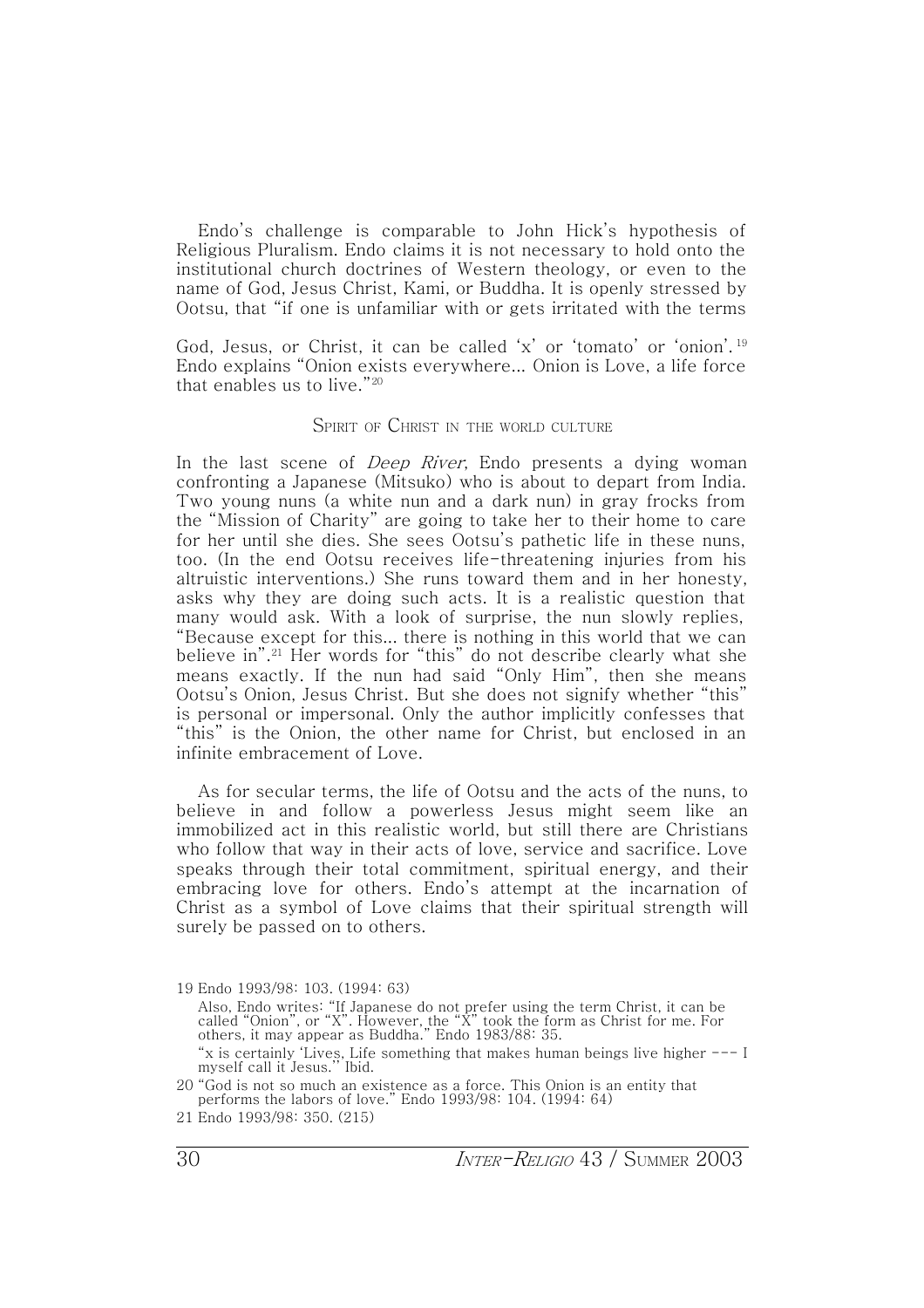Endo's challenge is comparable to John Hick's hypothesis of Religious Pluralism. Endo claims it is not necessary to hold onto the institutional church doctrines of Western theology, or even to the name of God, Jesus Christ, Kami, or Buddha. It is openly stressed by Ootsu, that "if one is unfamiliar with or gets irritated with the terms

God, Jesus, or Christ, it can be called 'x' or 'tomato' or 'onion'.[19] Endo explains "Onion exists everywhere... Onion is Love, a life force that enables us to live."[20]

## Spirit of Christ in the World Culture

In the last scene of *Deep River*, Endo presents a dying woman confronting a Japanese (Mitsuko) who is about to depart from India. Two young nuns (a white nun and a dark nun) in gray frocks from the "Mission of Charity" are going to take her to their home to care for her until she dies. She sees Ootsu's pathetic life in these nuns, too. (In the end Ootsu receives life-threatening injuries from his altruistic interventions.) She runs toward them and in her honesty, asks why they are doing such acts. It is a realistic question that many would ask. With a look of surprise, the nun slowly replies, "Because except for this... there is nothing in this world that we can believe in".[21] Her words for "this" do not describe clearly what she means exactly. If the nun had said "Only Him", then she means Ootsu's Onion, Jesus Christ. But she does not signify whether "this" is personal or impersonal. Only the author implicitly confesses that "this" is the Onion, the other name for Christ, but enclosed in an infinite embracement of Love.

As for secular terms, the life of Ootsu and the acts of the nuns, to believe in and follow a powerless Jesus might seem like an immobilized act in this realistic world, but still there are Christians who follow that way in their acts of love, service and sacrifice. Love speaks through their total commitment, spiritual energy, and their embracing love for others. Endo's attempt at the incarnation of Christ as a symbol of Love claims that their spiritual strength will surely be passed on to others.

---

19 Endo 1993/98: 103. (1994: 63)

Also, Endo writes: "If Japanese do not prefer using the term Christ, it can be called "Onion", or "X". However, the "X" took the form as Christ for me. For others, it may appear as Buddha." Endo 1983/88: 35.

"x is certainly 'Lives, Life something that makes human beings live higher --- I myself call it Jesus.'' Ibid.

20 "God is not so much an existence as a force. This Onion is an entity that performs the labors of love." Endo 1993/98: 104. (1994: 64)

21 Endo 1993/98: 350. (215)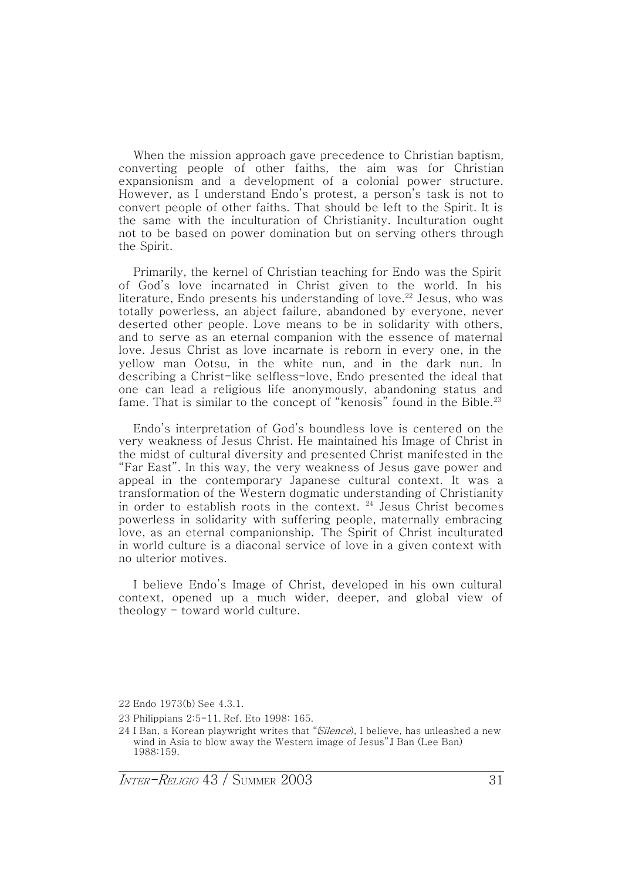When the mission approach gave precedence to Christian baptism, converting people of other faiths, the aim was for Christian expansionism and a development of a colonial power structure. However, as I understand Endo's protest, a person's task is not to convert people of other faiths. That should be left to the Spirit. It is the same with the inculturation of Christianity. Inculturation ought not to be based on power domination but on serving others through the Spirit.

Primarily, the kernel of Christian teaching for Endo was the Spirit of God's love incarnated in Christ given to the world. In his literature, Endo presents his understanding of love.[22] Jesus, who was totally powerless, an abject failure, abandoned by everyone, never deserted other people. Love means to be in solidarity with others, and to serve as an eternal companion with the essence of maternal love. Jesus Christ as love incarnate is reborn in every one, in the yellow man Ootsu, in the white nun, and in the dark nun. In describing a Christ-like selfless-love, Endo presented the ideal that one can lead a religious life anonymously, abandoning status and fame. That is similar to the concept of "kenosis" found in the Bible.[23]

Endo's interpretation of God's boundless love is centered on the very weakness of Jesus Christ. He maintained his Image of Christ in the midst of cultural diversity and presented Christ manifested in the "Far East". In this way, the very weakness of Jesus gave power and appeal in the contemporary Japanese cultural context. It was a transformation of the Western dogmatic understanding of Christianity in order to establish roots in the context. [24] Jesus Christ becomes powerless in solidarity with suffering people, maternally embracing love, as an eternal companionship. The Spirit of Christ inculturated in world culture is a diaconal service of love in a given context with no ulterior motives.

I believe Endo's Image of Christ, developed in his own cultural context, opened up a much wider, deeper, and global view of theology - toward world culture.

22 Endo 1973(b) See 4.3.1.

23 Philippians 2:5-11. Ref. Eto 1998: 165.

24 I Ban, a Korean playwright writes that "(*Silence*), I believe, has unleashed a new wind in Asia to blow away the Western image of Jesus".I Ban (Lee Ban) 1988:159.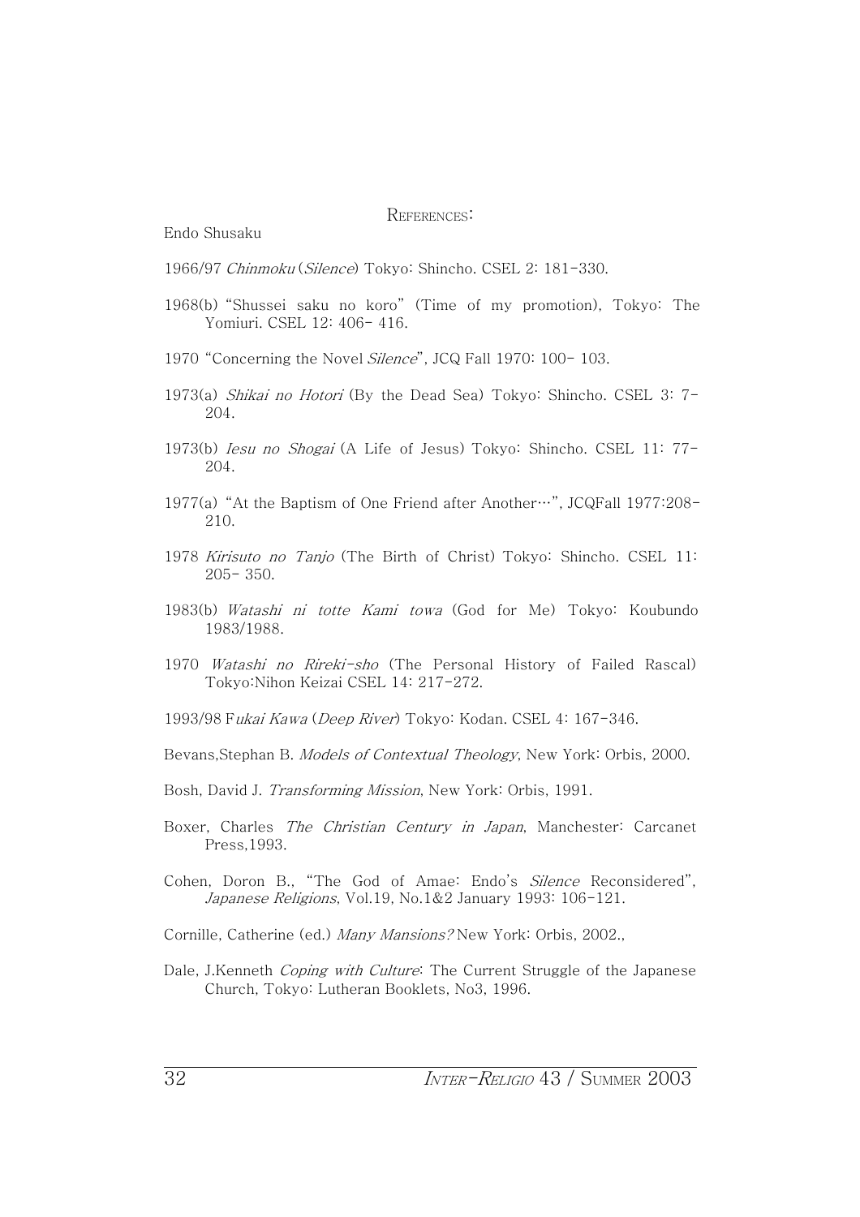## REFERENCES:

Endo Shusaku

1966/97 *Chinmoku* (*Silence*) Tokyo: Shincho. CSEL 2: 181-330.

1968(b) "Shussei saku no koro" (Time of my promotion), Tokyo: The Yomiuri. CSEL 12: 406- 416.

1970 "Concerning the Novel *Silence*", JCQ Fall 1970: 100- 103.

1973(a) *Shikai no Hotori* (By the Dead Sea) Tokyo: Shincho. CSEL 3: 7-204.

1973(b) *Iesu no Shogai* (A Life of Jesus) Tokyo: Shincho. CSEL 11: 77-204.

1977(a) "At the Baptism of One Friend after Another…", JCQFall 1977:208-210.

1978 *Kirisuto no Tanjo* (The Birth of Christ) Tokyo: Shincho. CSEL 11: 205- 350.

1983(b) *Watashi ni totte Kami towa* (God for Me) Tokyo: Koubundo 1983/1988.

1970 *Watashi no Rireki-sho* (The Personal History of Failed Rascal) Tokyo:Nihon Keizai CSEL 14: 217-272.

1993/98 F*ukai Kawa* (*Deep River*) Tokyo: Kodan. CSEL 4: 167-346.

Bevans,Stephan B. *Models of Contextual Theology*, New York: Orbis, 2000.

Bosh, David J. *Transforming Mission*, New York: Orbis, 1991.

Boxer, Charles *The Christian Century in Japan*, Manchester: Carcanet Press,1993.

Cohen, Doron B., "The God of Amae: Endo's *Silence* Reconsidered", *Japanese Religions*, Vol.19, No.1&2 January 1993: 106-121.

Cornille, Catherine (ed.) *Many Mansions?* New York: Orbis, 2002.,

Dale, J.Kenneth *Coping with Culture*: The Current Struggle of the Japanese Church, Tokyo: Lutheran Booklets, No3, 1996.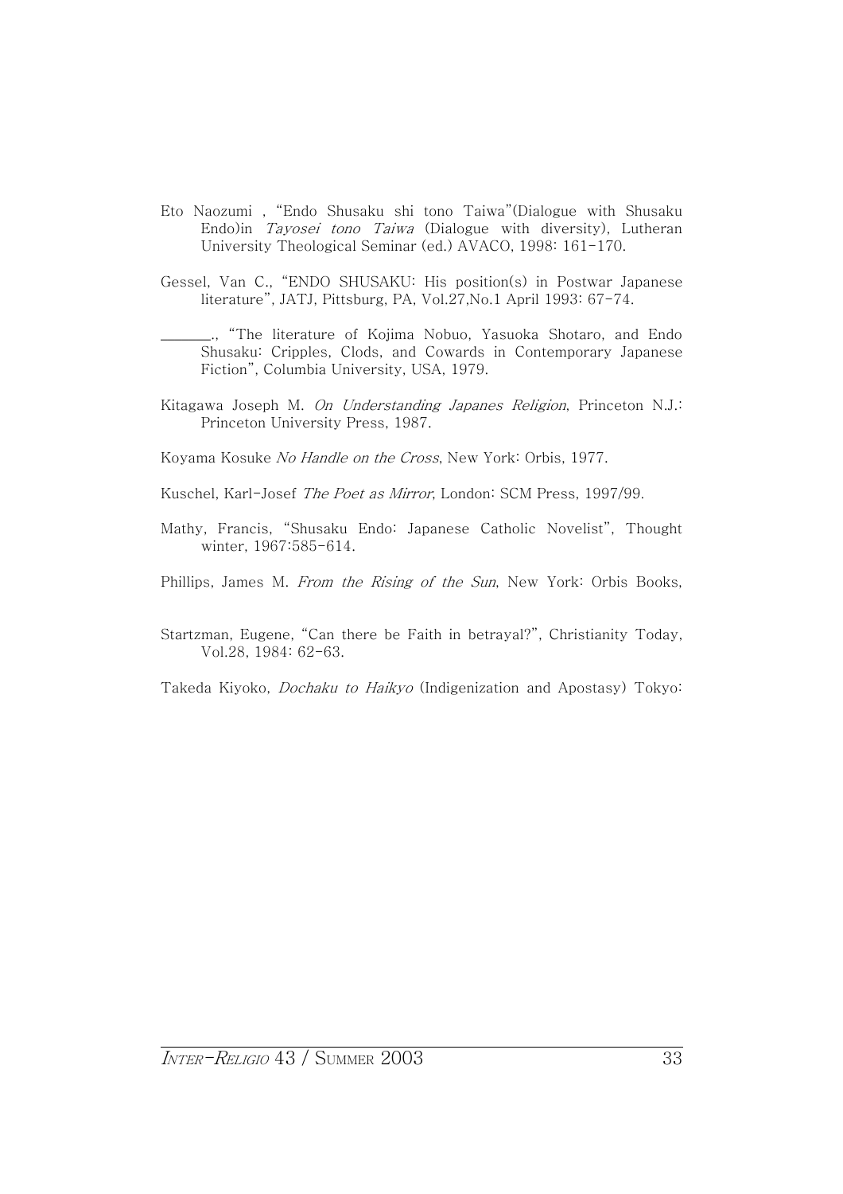Eto Naozumi , "Endo Shusaku shi tono Taiwa"(Dialogue with Shusaku Endo)in *Tayosei tono Taiwa* (Dialogue with diversity), Lutheran University Theological Seminar (ed.) AVACO, 1998: 161-170.

Gessel, Van C., "ENDO SHUSAKU: His position(s) in Postwar Japanese literature", JATJ, Pittsburg, PA, Vol.27,No.1 April 1993: 67-74.

_______., "The literature of Kojima Nobuo, Yasuoka Shotaro, and Endo Shusaku: Cripples, Clods, and Cowards in Contemporary Japanese Fiction", Columbia University, USA, 1979.

Kitagawa Joseph M. *On Understanding Japanes Religion*, Princeton N.J.: Princeton University Press, 1987.

Koyama Kosuke *No Handle on the Cross*, New York: Orbis, 1977.

Kuschel, Karl-Josef *The Poet as Mirror*, London: SCM Press, 1997/99.

Mathy, Francis, "Shusaku Endo: Japanese Catholic Novelist", Thought winter, 1967:585-614.

Phillips, James M. *From the Rising of the Sun*, New York: Orbis Books,

Startzman, Eugene, "Can there be Faith in betrayal?", Christianity Today, Vol.28, 1984: 62-63.

Takeda Kiyoko, *Dochaku to Haikyo* (Indigenization and Apostasy) Tokyo: